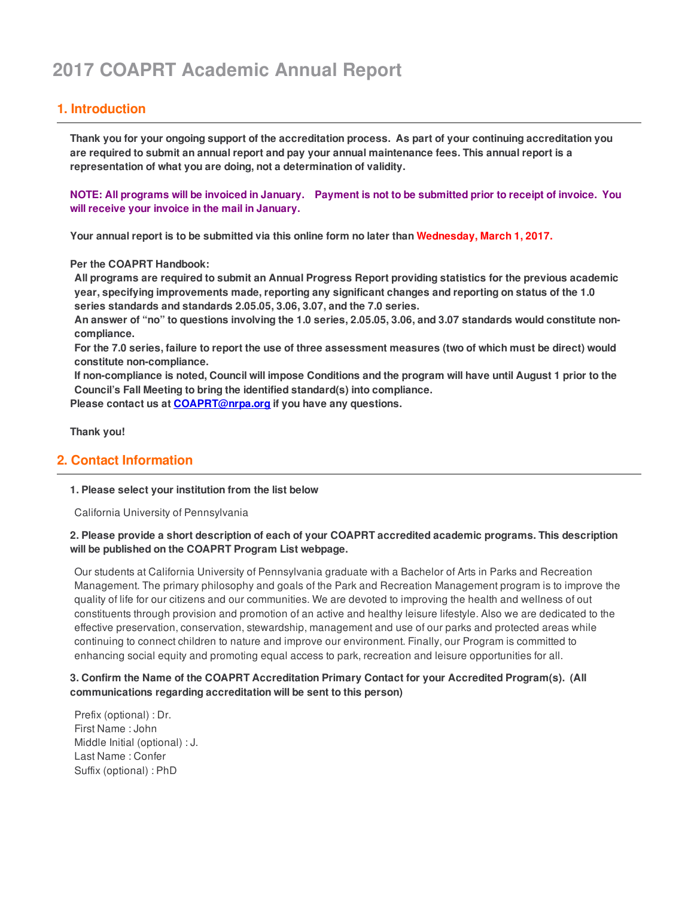# 2017 COAPRT Academic Annual Report

## 1. Introduction

**Thank you for your ongoing support of the accreditation process. As part of your continuing accreditation you are required to submit an annual report and pay your annual maintenance fees. This annual report is a representation of what you are doing, not a determination of validity.**

**NOTE: All programs will be invoiced in January. Payment is not to be submitted prior to receipt of invoice. You will receive your invoice in the mail in January.**

**Your annual report is to be submitted via this online form no later than Wednesday, March 1, 2017.**

**Per the COAPRT Handbook:**

**All programs are required to submit an Annual Progress Report providing statistics for the previous academic year, specifying improvements made, reporting any significant changes and reporting on status of the 1.0 series standards and standards 2.05.05, 3.06, 3.07, and the 7.0 series.**

**An answer of "no" to questions involving the 1.0 series, 2.05.05, 3.06, and 3.07 standards would constitute non-compliance.**

**For the 7.0 series, failure to report the use of three assessment measures (two of which must be direct) would constitute non-compliance.**

**If non-compliance is noted, Council will impose Conditions and the program will have until August 1 prior to the Council's Fall Meeting to bring the identified standard(s) into compliance.**

**Please contact us at [COAPRT@nrpa.org](mailto:COAPRT@nrpa.org) if you have any questions.**

**Thank you!**

## 2. Contact Information

**1. Please select your institution from the list below**

California University of Pennsylvania

**2. Please provide a short description of each of your COAPRT accredited academic programs. This description will be published on the COAPRT Program List webpage.**

Our students at California University of Pennsylvania graduate with a Bachelor of Arts in Parks and Recreation Management. The primary philosophy and goals of the Park and Recreation Management program is to improve the quality of life for our citizens and our communities. We are devoted to improving the health and wellness of out constituents through provision and promotion of an active and healthy leisure lifestyle. Also we are dedicated to the effective preservation, conservation, stewardship, management and use of our parks and protected areas while continuing to connect children to nature and improve our environment. Finally, our Program is committed to enhancing social equity and promoting equal access to park, recreation and leisure opportunities for all.

**3. Confirm the Name of the COAPRT Accreditation Primary Contact for your Accredited Program(s). (All communications regarding accreditation will be sent to this person)**

Prefix (optional) : Dr.
First Name : John
Middle Initial (optional) : J.
Last Name : Confer
Suffix (optional) : PhD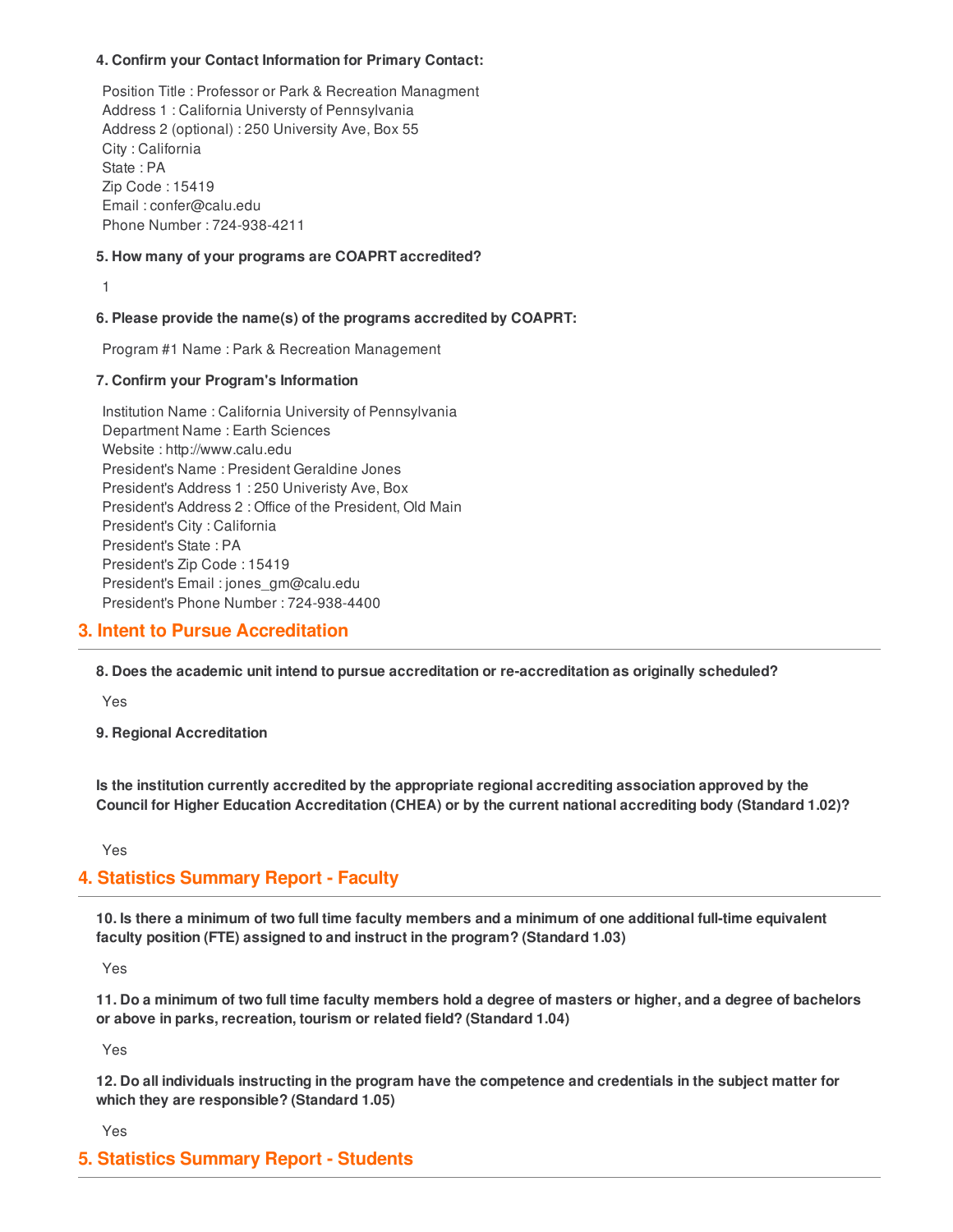**4. Confirm your Contact Information for Primary Contact:**

Position Title : Professor or Park & Recreation Managment
Address 1 : California Universty of Pennsylvania
Address 2 (optional) : 250 University Ave, Box 55
City : California
State : PA
Zip Code : 15419
Email : confer@calu.edu
Phone Number : 724-938-4211

**5. How many of your programs are COAPRT accredited?**

1

**6. Please provide the name(s) of the programs accredited by COAPRT:**

Program #1 Name : Park & Recreation Management

**7. Confirm your Program's Information**

Institution Name : California University of Pennsylvania
Department Name : Earth Sciences
Website : http://www.calu.edu
President's Name : President Geraldine Jones
President's Address 1 : 250 Univeristy Ave, Box
President's Address 2 : Office of the President, Old Main
President's City : California
President's State : PA
President's Zip Code : 15419
President's Email : jones_gm@calu.edu
President's Phone Number : 724-938-4400

## 3. Intent to Pursue Accreditation

**8. Does the academic unit intend to pursue accreditation or re-accreditation as originally scheduled?**

Yes

**9. Regional Accreditation**

**Is the institution currently accredited by the appropriate regional accrediting association approved by the Council for Higher Education Accreditation (CHEA) or by the current national accrediting body (Standard 1.02)?**

Yes

## 4. Statistics Summary Report - Faculty

**10. Is there a minimum of two full time faculty members and a minimum of one additional full-time equivalent faculty position (FTE) assigned to and instruct in the program? (Standard 1.03)**

Yes

**11. Do a minimum of two full time faculty members hold a degree of masters or higher, and a degree of bachelors or above in parks, recreation, tourism or related field? (Standard 1.04)**

Yes

**12. Do all individuals instructing in the program have the competence and credentials in the subject matter for which they are responsible? (Standard 1.05)**

Yes

## 5. Statistics Summary Report - Students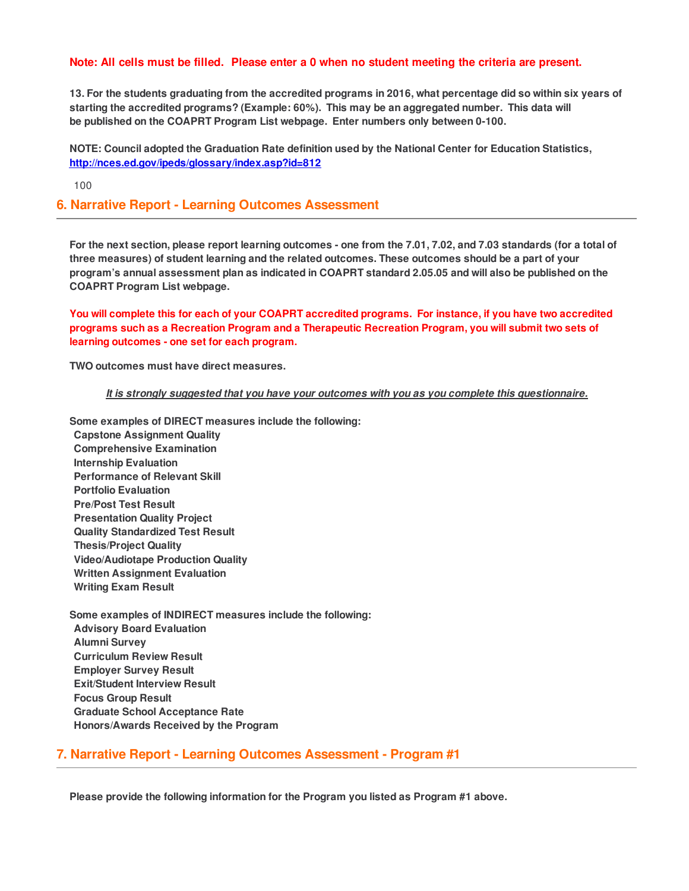**Note: All cells must be filled.  Please enter a 0 when no student meeting the criteria are present.**

**13. For the students graduating from the accredited programs in 2016, what percentage did so within six years of starting the accredited programs? (Example: 60%).  This may be an aggregated number.  This data will be published on the COAPRT Program List webpage.  Enter numbers only between 0-100.**

**NOTE: Council adopted the Graduation Rate definition used by the National Center for Education Statistics, [http://nces.ed.gov/ipeds/glossary/index.asp?id=812](http://nces.ed.gov/ipeds/glossary/index.asp?id=812)**

100

## 6. Narrative Report - Learning Outcomes Assessment

**For the next section, please report learning outcomes - one from the 7.01, 7.02, and 7.03 standards (for a total of three measures) of student learning and the related outcomes. These outcomes should be a part of your program's annual assessment plan as indicated in COAPRT standard 2.05.05 and will also be published on the COAPRT Program List webpage.**

**You will complete this for each of your COAPRT accredited programs.  For instance, if you have two accredited programs such as a Recreation Program and a Therapeutic Recreation Program, you will submit two sets of learning outcomes - one set for each program.**

**TWO outcomes must have direct measures.**

***It is strongly suggested that you have your outcomes with you as you complete this questionnaire.***

**Some examples of DIRECT measures include the following:**
- **Capstone Assignment Quality**
- **Comprehensive Examination**
- **Internship Evaluation**
- **Performance of Relevant Skill**
- **Portfolio Evaluation**
- **Pre/Post Test Result**
- **Presentation Quality Project**
- **Quality Standardized Test Result**
- **Thesis/Project Quality**
- **Video/Audiotape Production Quality**
- **Written Assignment Evaluation**
- **Writing Exam Result**

**Some examples of INDIRECT measures include the following:**
- **Advisory Board Evaluation**
- **Alumni Survey**
- **Curriculum Review Result**
- **Employer Survey Result**
- **Exit/Student Interview Result**
- **Focus Group Result**
- **Graduate School Acceptance Rate**
- **Honors/Awards Received by the Program**

## 7. Narrative Report - Learning Outcomes Assessment - Program #1

**Please provide the following information for the Program you listed as Program #1 above.**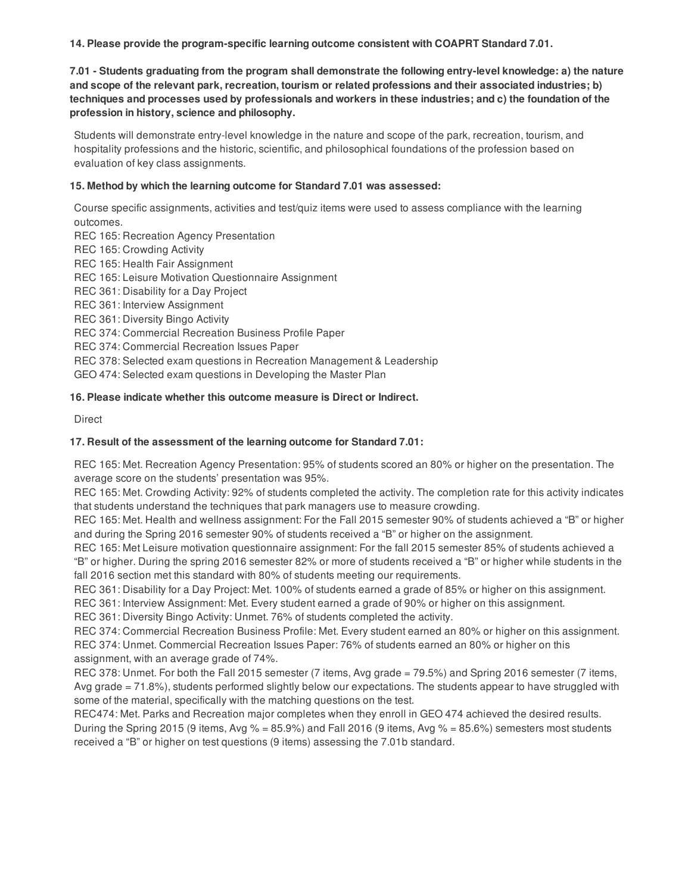**14. Please provide the program-specific learning outcome consistent with COAPRT Standard 7.01.**

**7.01 - Students graduating from the program shall demonstrate the following entry-level knowledge: a) the nature and scope of the relevant park, recreation, tourism or related professions and their associated industries; b) techniques and processes used by professionals and workers in these industries; and c) the foundation of the profession in history, science and philosophy.**

Students will demonstrate entry-level knowledge in the nature and scope of the park, recreation, tourism, and hospitality professions and the historic, scientific, and philosophical foundations of the profession based on evaluation of key class assignments.

**15. Method by which the learning outcome for Standard 7.01 was assessed:**

Course specific assignments, activities and test/quiz items were used to assess compliance with the learning outcomes.
REC 165: Recreation Agency Presentation
REC 165: Crowding Activity
REC 165: Health Fair Assignment
REC 165: Leisure Motivation Questionnaire Assignment
REC 361: Disability for a Day Project
REC 361: Interview Assignment
REC 361: Diversity Bingo Activity
REC 374: Commercial Recreation Business Profile Paper
REC 374: Commercial Recreation Issues Paper
REC 378: Selected exam questions in Recreation Management & Leadership
GEO 474: Selected exam questions in Developing the Master Plan

**16. Please indicate whether this outcome measure is Direct or Indirect.**

Direct

**17. Result of the assessment of the learning outcome for Standard 7.01:**

REC 165: Met. Recreation Agency Presentation: 95% of students scored an 80% or higher on the presentation. The average score on the students' presentation was 95%.
REC 165: Met. Crowding Activity: 92% of students completed the activity. The completion rate for this activity indicates that students understand the techniques that park managers use to measure crowding.
REC 165: Met. Health and wellness assignment: For the Fall 2015 semester 90% of students achieved a "B" or higher and during the Spring 2016 semester 90% of students received a "B" or higher on the assignment.
REC 165: Met Leisure motivation questionnaire assignment: For the fall 2015 semester 85% of students achieved a "B" or higher. During the spring 2016 semester 82% or more of students received a "B" or higher while students in the fall 2016 section met this standard with 80% of students meeting our requirements.
REC 361: Disability for a Day Project: Met. 100% of students earned a grade of 85% or higher on this assignment.
REC 361: Interview Assignment: Met. Every student earned a grade of 90% or higher on this assignment.
REC 361: Diversity Bingo Activity: Unmet. 76% of students completed the activity.
REC 374: Commercial Recreation Business Profile: Met. Every student earned an 80% or higher on this assignment.
REC 374: Unmet. Commercial Recreation Issues Paper: 76% of students earned an 80% or higher on this assignment, with an average grade of 74%.
REC 378: Unmet. For both the Fall 2015 semester (7 items, Avg grade = 79.5%) and Spring 2016 semester (7 items, Avg grade = 71.8%), students performed slightly below our expectations. The students appear to have struggled with some of the material, specifically with the matching questions on the test.
REC474: Met. Parks and Recreation major completes when they enroll in GEO 474 achieved the desired results. During the Spring 2015 (9 items, Avg % = 85.9%) and Fall 2016 (9 items, Avg % = 85.6%) semesters most students received a "B" or higher on test questions (9 items) assessing the 7.01b standard.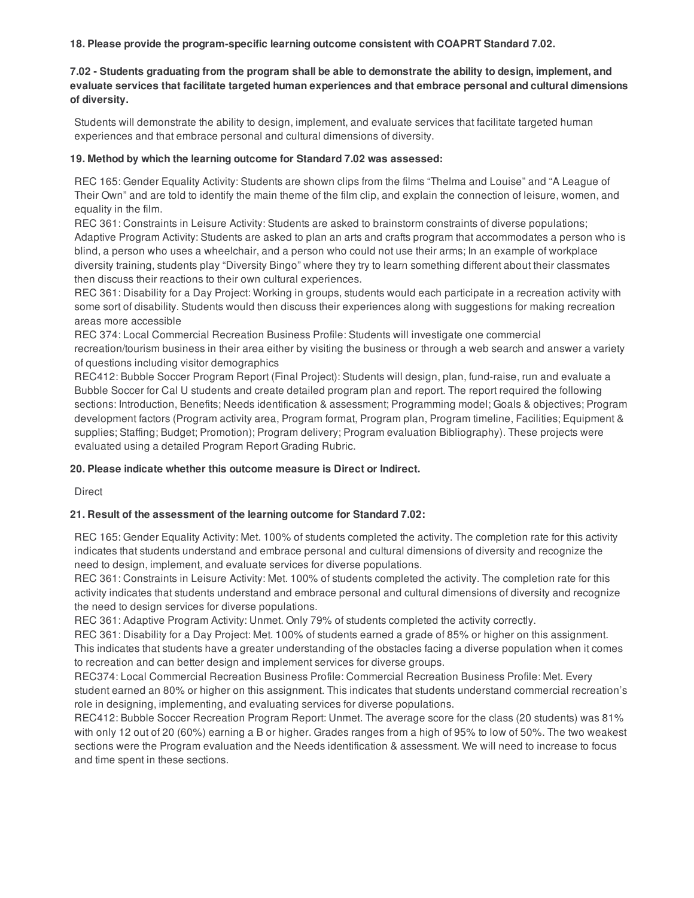**18. Please provide the program-specific learning outcome consistent with COAPRT Standard 7.02.**

**7.02 - Students graduating from the program shall be able to demonstrate the ability to design, implement, and evaluate services that facilitate targeted human experiences and that embrace personal and cultural dimensions of diversity.**

Students will demonstrate the ability to design, implement, and evaluate services that facilitate targeted human experiences and that embrace personal and cultural dimensions of diversity.

**19. Method by which the learning outcome for Standard 7.02 was assessed:**

REC 165: Gender Equality Activity: Students are shown clips from the films "Thelma and Louise" and "A League of Their Own" and are told to identify the main theme of the film clip, and explain the connection of leisure, women, and equality in the film.
REC 361: Constraints in Leisure Activity: Students are asked to brainstorm constraints of diverse populations; Adaptive Program Activity: Students are asked to plan an arts and crafts program that accommodates a person who is blind, a person who uses a wheelchair, and a person who could not use their arms; In an example of workplace diversity training, students play "Diversity Bingo" where they try to learn something different about their classmates then discuss their reactions to their own cultural experiences.
REC 361: Disability for a Day Project: Working in groups, students would each participate in a recreation activity with some sort of disability. Students would then discuss their experiences along with suggestions for making recreation areas more accessible
REC 374: Local Commercial Recreation Business Profile: Students will investigate one commercial recreation/tourism business in their area either by visiting the business or through a web search and answer a variety of questions including visitor demographics
REC412: Bubble Soccer Program Report (Final Project): Students will design, plan, fund-raise, run and evaluate a Bubble Soccer for Cal U students and create detailed program plan and report. The report required the following sections: Introduction, Benefits; Needs identification & assessment; Programming model; Goals & objectives; Program development factors (Program activity area, Program format, Program plan, Program timeline, Facilities; Equipment & supplies; Staffing; Budget; Promotion); Program delivery; Program evaluation Bibliography). These projects were evaluated using a detailed Program Report Grading Rubric.

**20. Please indicate whether this outcome measure is Direct or Indirect.**

Direct

**21. Result of the assessment of the learning outcome for Standard 7.02:**

REC 165: Gender Equality Activity: Met. 100% of students completed the activity. The completion rate for this activity indicates that students understand and embrace personal and cultural dimensions of diversity and recognize the need to design, implement, and evaluate services for diverse populations.
REC 361: Constraints in Leisure Activity: Met. 100% of students completed the activity. The completion rate for this activity indicates that students understand and embrace personal and cultural dimensions of diversity and recognize the need to design services for diverse populations.
REC 361: Adaptive Program Activity: Unmet. Only 79% of students completed the activity correctly.
REC 361: Disability for a Day Project: Met. 100% of students earned a grade of 85% or higher on this assignment. This indicates that students have a greater understanding of the obstacles facing a diverse population when it comes to recreation and can better design and implement services for diverse groups.
REC374: Local Commercial Recreation Business Profile: Commercial Recreation Business Profile: Met. Every student earned an 80% or higher on this assignment. This indicates that students understand commercial recreation's role in designing, implementing, and evaluating services for diverse populations.
REC412: Bubble Soccer Recreation Program Report: Unmet. The average score for the class (20 students) was 81% with only 12 out of 20 (60%) earning a B or higher. Grades ranges from a high of 95% to low of 50%. The two weakest sections were the Program evaluation and the Needs identification & assessment. We will need to increase to focus and time spent in these sections.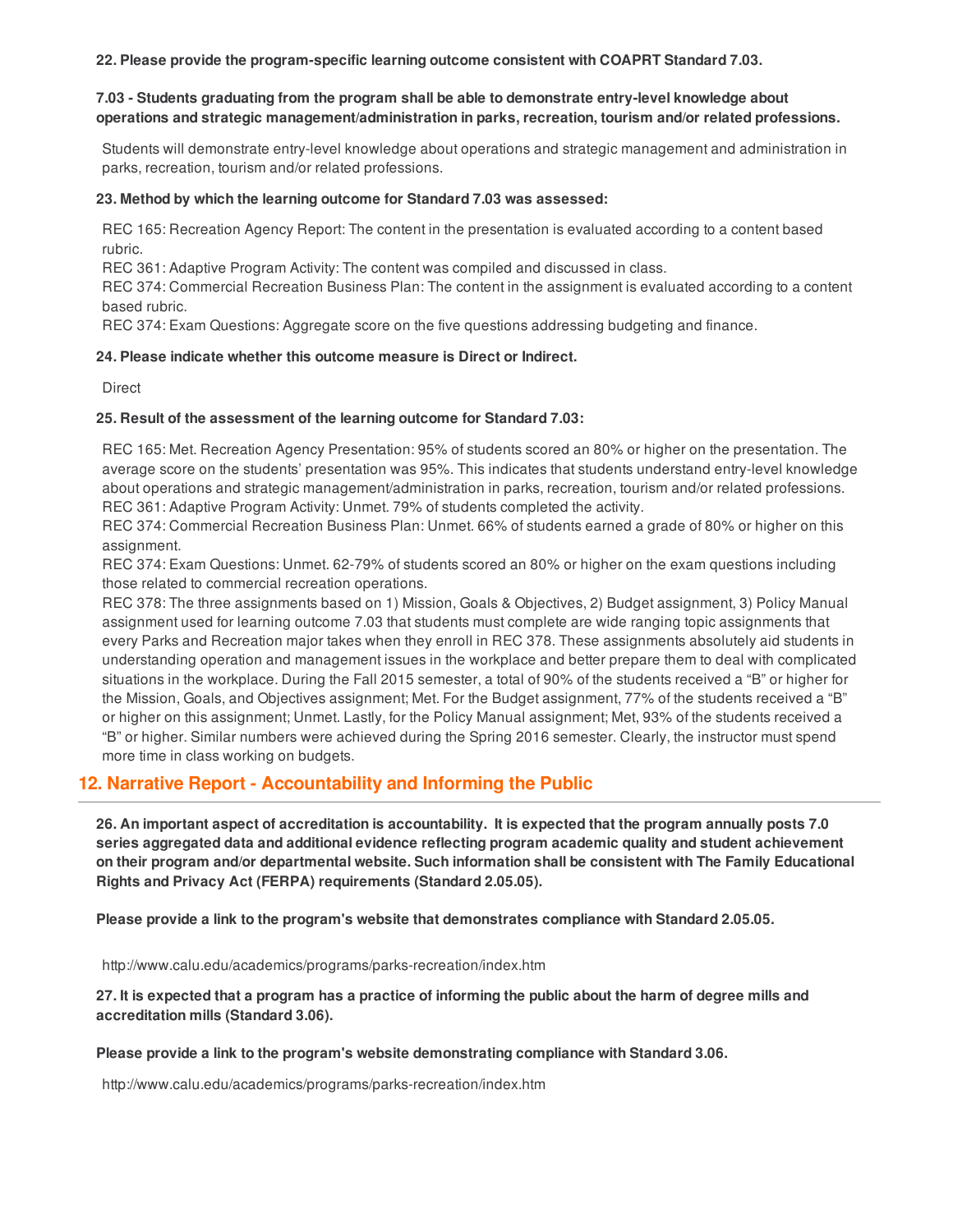**22. Please provide the program-specific learning outcome consistent with COAPRT Standard 7.03.**

**7.03 - Students graduating from the program shall be able to demonstrate entry-level knowledge about operations and strategic management/administration in parks, recreation, tourism and/or related professions.**

Students will demonstrate entry-level knowledge about operations and strategic management and administration in parks, recreation, tourism and/or related professions.

**23. Method by which the learning outcome for Standard 7.03 was assessed:**

REC 165: Recreation Agency Report: The content in the presentation is evaluated according to a content based rubric.
REC 361: Adaptive Program Activity: The content was compiled and discussed in class.
REC 374: Commercial Recreation Business Plan: The content in the assignment is evaluated according to a content based rubric.
REC 374: Exam Questions: Aggregate score on the five questions addressing budgeting and finance.

**24. Please indicate whether this outcome measure is Direct or Indirect.**

Direct

**25. Result of the assessment of the learning outcome for Standard 7.03:**

REC 165: Met. Recreation Agency Presentation: 95% of students scored an 80% or higher on the presentation. The average score on the students' presentation was 95%. This indicates that students understand entry-level knowledge about operations and strategic management/administration in parks, recreation, tourism and/or related professions.
REC 361: Adaptive Program Activity: Unmet. 79% of students completed the activity.
REC 374: Commercial Recreation Business Plan: Unmet. 66% of students earned a grade of 80% or higher on this assignment.
REC 374: Exam Questions: Unmet. 62-79% of students scored an 80% or higher on the exam questions including those related to commercial recreation operations.
REC 378: The three assignments based on 1) Mission, Goals & Objectives, 2) Budget assignment, 3) Policy Manual assignment used for learning outcome 7.03 that students must complete are wide ranging topic assignments that every Parks and Recreation major takes when they enroll in REC 378. These assignments absolutely aid students in understanding operation and management issues in the workplace and better prepare them to deal with complicated situations in the workplace. During the Fall 2015 semester, a total of 90% of the students received a "B" or higher for the Mission, Goals, and Objectives assignment; Met. For the Budget assignment, 77% of the students received a "B" or higher on this assignment; Unmet. Lastly, for the Policy Manual assignment; Met, 93% of the students received a "B" or higher. Similar numbers were achieved during the Spring 2016 semester. Clearly, the instructor must spend more time in class working on budgets.

## 12. Narrative Report - Accountability and Informing the Public

**26. An important aspect of accreditation is accountability. It is expected that the program annually posts 7.0 series aggregated data and additional evidence reflecting program academic quality and student achievement on their program and/or departmental website. Such information shall be consistent with The Family Educational Rights and Privacy Act (FERPA) requirements (Standard 2.05.05).**

**Please provide a link to the program's website that demonstrates compliance with Standard 2.05.05.**

http://www.calu.edu/academics/programs/parks-recreation/index.htm

**27. It is expected that a program has a practice of informing the public about the harm of degree mills and accreditation mills (Standard 3.06).**

**Please provide a link to the program's website demonstrating compliance with Standard 3.06.**

http://www.calu.edu/academics/programs/parks-recreation/index.htm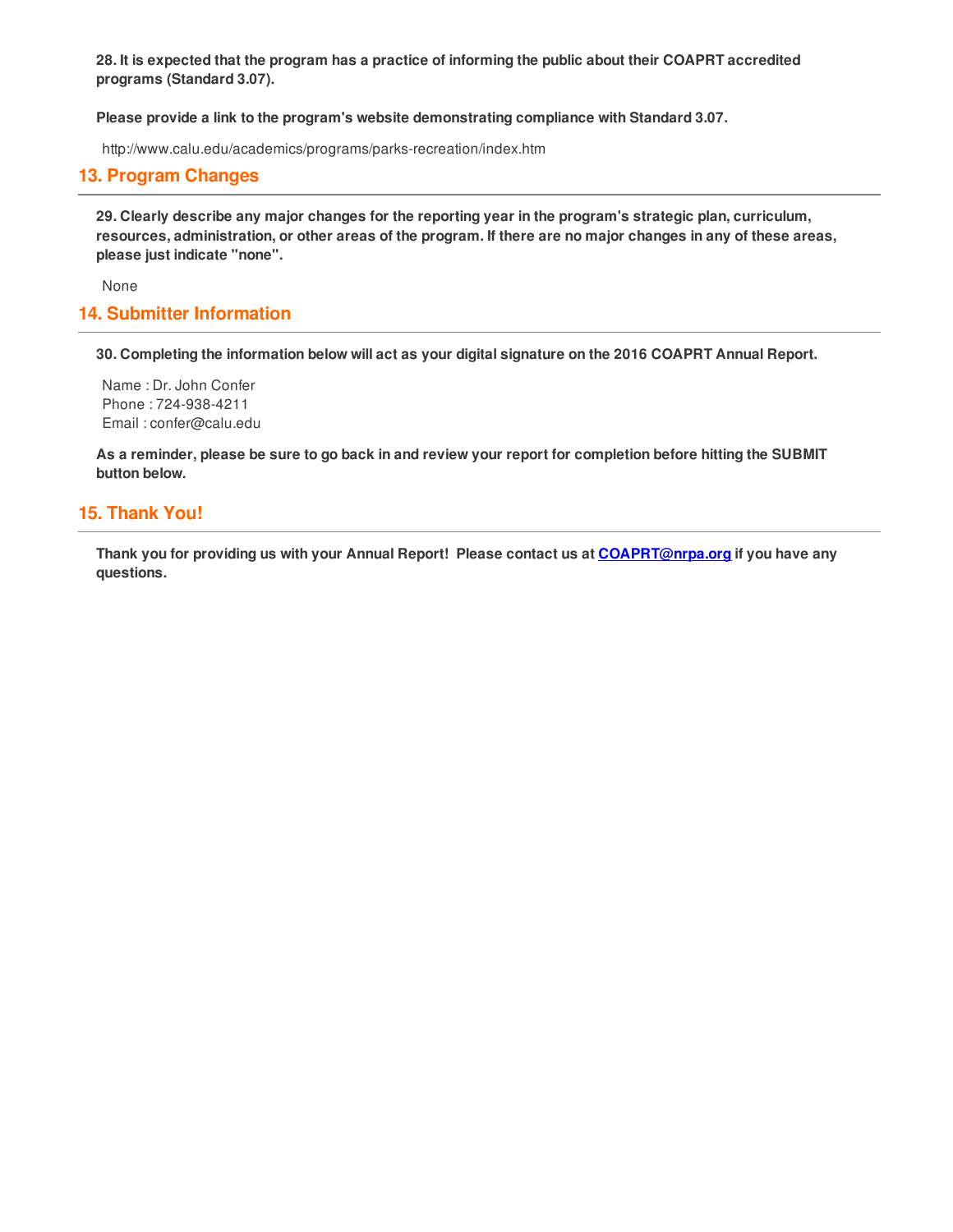**28. It is expected that the program has a practice of informing the public about their COAPRT accredited programs (Standard 3.07).**

**Please provide a link to the program's website demonstrating compliance with Standard 3.07.**

http://www.calu.edu/academics/programs/parks-recreation/index.htm

## 13. Program Changes

**29. Clearly describe any major changes for the reporting year in the program's strategic plan, curriculum, resources, administration, or other areas of the program. If there are no major changes in any of these areas, please just indicate "none".**

None

## 14. Submitter Information

**30. Completing the information below will act as your digital signature on the 2016 COAPRT Annual Report.**

Name : Dr. John Confer
Phone : 724-938-4211
Email : confer@calu.edu

**As a reminder, please be sure to go back in and review your report for completion before hitting the SUBMIT button below.**

## 15. Thank You!

**Thank you for providing us with your Annual Report! Please contact us at COAPRT@nrpa.org if you have any questions.**